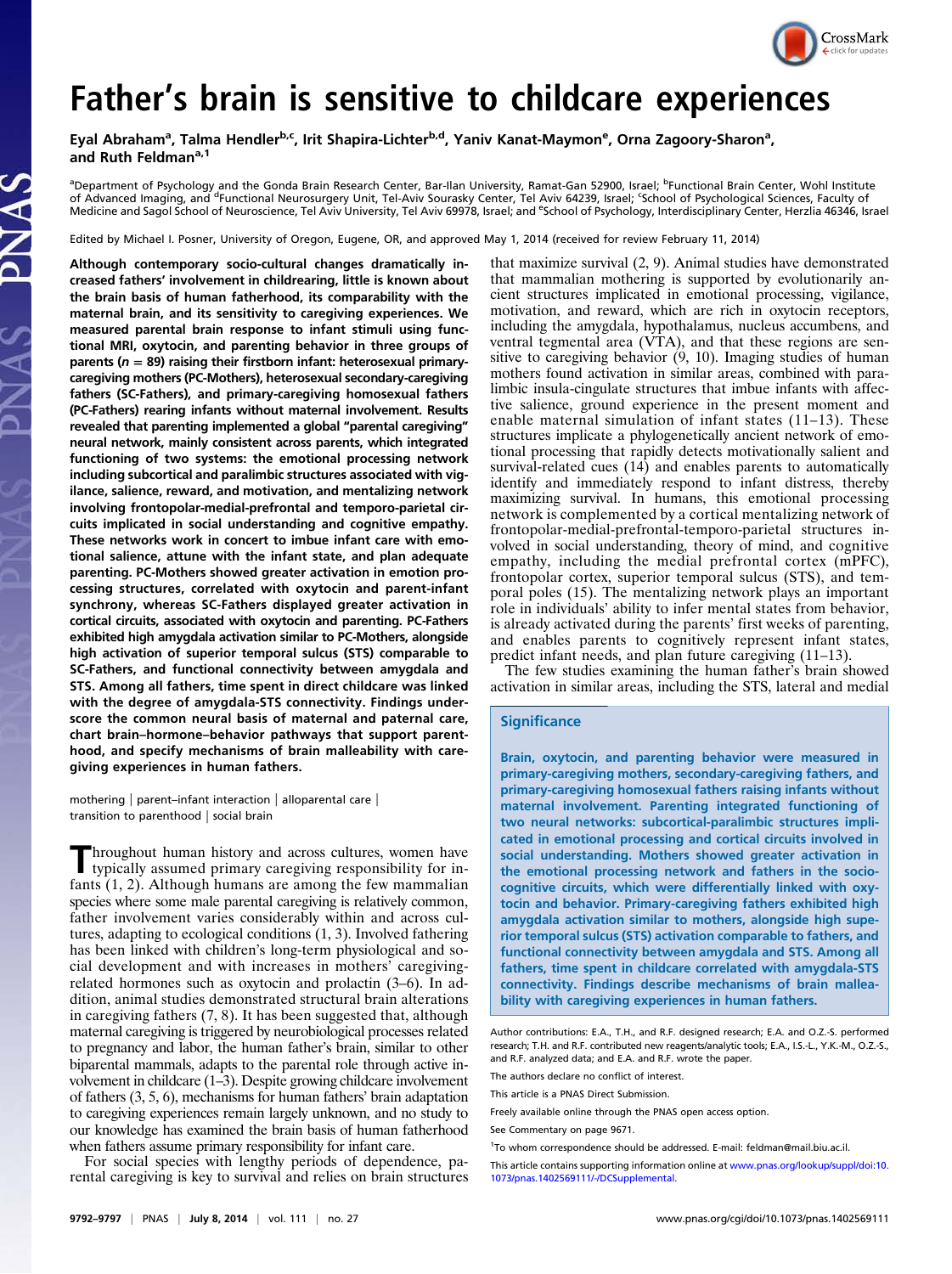# Father's brain is sensitive to childcare experiences

Eyal Abraham[a], Talma Hendler[b,c], Irit Shapira-Lichter[b,d], Yaniv Kanat-Maymon[e], Orna Zagoory-Sharon[a], and Ruth Feldman[a,1]

[a]Department of Psychology and the Gonda Brain Research Center, Bar-Ilan University, Ramat-Gan 52900, Israel; [b]Functional Brain Center, Wohl Institute of Advanced Imaging, and [d]Functional Neurosurgery Unit, Tel-Aviv Sourasky Center, Tel Aviv 64239, Israel; [c]School of Psychological Sciences, Faculty of Medicine and Sagol School of Neuroscience, Tel Aviv University, Tel Aviv 69978, Israel; and [e]School of Psychology, Interdisciplinary Center, Herzlia 46346, Israel

Edited by Michael I. Posner, University of Oregon, Eugene, OR, and approved May 1, 2014 (received for review February 11, 2014)

**Although contemporary socio-cultural changes dramatically increased fathers' involvement in childrearing, little is known about the brain basis of human fatherhood, its comparability with the maternal brain, and its sensitivity to caregiving experiences. We measured parental brain response to infant stimuli using functional MRI, oxytocin, and parenting behavior in three groups of parents (n = 89) raising their firstborn infant: heterosexual primary-caregiving mothers (PC-Mothers), heterosexual secondary-caregiving fathers (SC-Fathers), and primary-caregiving homosexual fathers (PC-Fathers) rearing infants without maternal involvement. Results revealed that parenting implemented a global "parental caregiving" neural network, mainly consistent across parents, which integrated functioning of two systems: the emotional processing network including subcortical and paralimbic structures associated with vigilance, salience, reward, and motivation, and mentalizing network involving frontopolar-medial-prefrontal and temporo-parietal circuits implicated in social understanding and cognitive empathy. These networks work in concert to imbue infant care with emotional salience, attune with the infant state, and plan adequate parenting. PC-Mothers showed greater activation in emotion processing structures, correlated with oxytocin and parent-infant synchrony, whereas SC-Fathers displayed greater activation in cortical circuits, associated with oxytocin and parenting. PC-Fathers exhibited high amygdala activation similar to PC-Mothers, alongside high activation of superior temporal sulcus (STS) comparable to SC-Fathers, and functional connectivity between amygdala and STS. Among all fathers, time spent in direct childcare was linked with the degree of amygdala-STS connectivity. Findings underscore the common neural basis of maternal and paternal care, chart brain–hormone–behavior pathways that support parenthood, and specify mechanisms of brain malleability with caregiving experiences in human fathers.**

mothering | parent–infant interaction | alloparental care | transition to parenthood | social brain

Throughout human history and across cultures, women have typically assumed primary caregiving responsibility for infants (1, 2). Although humans are among the few mammalian species where some male parental caregiving is relatively common, father involvement varies considerably within and across cultures, adapting to ecological conditions (1, 3). Involved fathering has been linked with children's long-term physiological and social development and with increases in mothers' caregiving-related hormones such as oxytocin and prolactin (3–6). In addition, animal studies demonstrated structural brain alterations in caregiving fathers (7, 8). It has been suggested that, although maternal caregiving is triggered by neurobiological processes related to pregnancy and labor, the human father's brain, similar to other biparental mammals, adapts to the parental role through active involvement in childcare (1–3). Despite growing childcare involvement of fathers (3, 5, 6), mechanisms for human fathers' brain adaptation to caregiving experiences remain largely unknown, and no study to our knowledge has examined the brain basis of human fatherhood when fathers assume primary responsibility for infant care.

For social species with lengthy periods of dependence, parental caregiving is key to survival and relies on brain structures that maximize survival (2, 9). Animal studies have demonstrated that mammalian mothering is supported by evolutionarily ancient structures implicated in emotional processing, vigilance, motivation, and reward, which are rich in oxytocin receptors, including the amygdala, hypothalamus, nucleus accumbens, and ventral tegmental area (VTA), and that these regions are sensitive to caregiving behavior (9, 10). Imaging studies of human mothers found activation in similar areas, combined with paralimbic insula-cingulate structures that imbue infants with affective salience, ground experience in the present moment and enable maternal simulation of infant states (11–13). These structures implicate a phylogenetically ancient network of emotional processing that rapidly detects motivationally salient and survival-related cues (14) and enables parents to automatically identify and immediately respond to infant distress, thereby maximizing survival. In humans, this emotional processing network is complemented by a cortical mentalizing network of frontopolar-medial-prefrontal-temporo-parietal structures involved in social understanding, theory of mind, and cognitive empathy, including the medial prefrontal cortex (mPFC), frontopolar cortex, superior temporal sulcus (STS), and temporal poles (15). The mentalizing network plays an important role in individuals' ability to infer mental states from behavior, is already activated during the parents' first weeks of parenting, and enables parents to cognitively represent infant states, predict infant needs, and plan future caregiving (11–13).

The few studies examining the human father's brain showed activation in similar areas, including the STS, lateral and medial

## Significance

Brain, oxytocin, and parenting behavior were measured in primary-caregiving mothers, secondary-caregiving fathers, and primary-caregiving homosexual fathers raising infants without maternal involvement. Parenting integrated functioning of two neural networks: subcortical-paralimbic structures implicated in emotional processing and cortical circuits involved in social understanding. Mothers showed greater activation in the emotional processing network and fathers in the socio-cognitive circuits, which were differentially linked with oxytocin and behavior. Primary-caregiving fathers exhibited high amygdala activation similar to mothers, alongside high superior temporal sulcus (STS) activation comparable to fathers, and functional connectivity between amygdala and STS. Among all fathers, time spent in childcare correlated with amygdala-STS connectivity. Findings describe mechanisms of brain malleability with caregiving experiences in human fathers.

Author contributions: E.A., T.H., and R.F. designed research; E.A. and O.Z.-S. performed research; T.H. and R.F. contributed new reagents/analytic tools; E.A., I.S.-L., Y.K.-M., O.Z.-S., and R.F. analyzed data; and E.A. and R.F. wrote the paper.

The authors declare no conflict of interest.

This article is a PNAS Direct Submission.

Freely available online through the PNAS open access option.

See Commentary on page 9671.

[1]To whom correspondence should be addressed. E-mail: feldman@mail.biu.ac.il.

This article contains supporting information online at www.pnas.org/lookup/suppl/doi:10.1073/pnas.1402569111/-/DCSupplemental.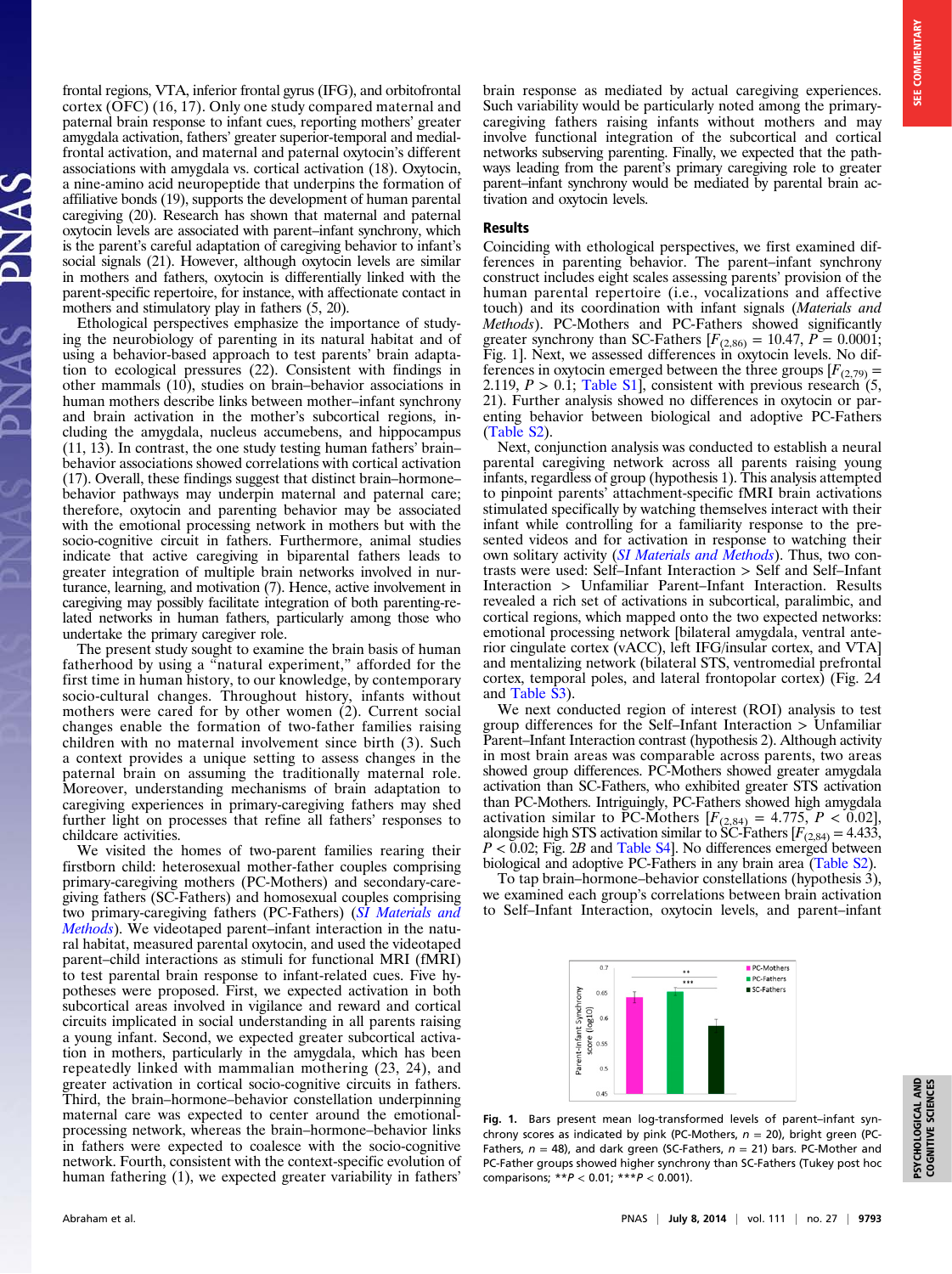frontal regions, VTA, inferior frontal gyrus (IFG), and orbitofrontal cortex (OFC) (16, 17). Only one study compared maternal and paternal brain response to infant cues, reporting mothers' greater amygdala activation, fathers' greater superior-temporal and medial-frontal activation, and maternal and paternal oxytocin's different associations with amygdala vs. cortical activation (18). Oxytocin, a nine-amino acid neuropeptide that underpins the formation of affiliative bonds (19), supports the development of human parental caregiving (20). Research has shown that maternal and paternal oxytocin levels are associated with parent–infant synchrony, which is the parent's careful adaptation of caregiving behavior to infant's social signals (21). However, although oxytocin levels are similar in mothers and fathers, oxytocin is differentially linked with the parent-specific repertoire, for instance, with affectionate contact in mothers and stimulatory play in fathers (5, 20).

Ethological perspectives emphasize the importance of studying the neurobiology of parenting in its natural habitat and of using a behavior-based approach to test parents' brain adaptation to ecological pressures (22). Consistent with findings in other mammals (10), studies on brain–behavior associations in human mothers describe links between mother–infant synchrony and brain activation in the mother's subcortical regions, including the amygdala, nucleus accumbens, and hippocampus (11, 13). In contrast, the one study testing human fathers' brain–behavior associations showed correlations with cortical activation (17). Overall, these findings suggest that distinct brain–hormone–behavior pathways may underpin maternal and paternal care; therefore, oxytocin and parenting behavior may be associated with the emotional processing network in mothers but with the socio-cognitive circuit in fathers. Furthermore, animal studies indicate that active caregiving in biparental fathers leads to greater integration of multiple brain networks involved in nurturance, learning, and motivation (7). Hence, active involvement in caregiving may possibly facilitate integration of both parenting-related networks in human fathers, particularly among those who undertake the primary caregiver role.

The present study sought to examine the brain basis of human fatherhood by using a "natural experiment," afforded for the first time in human history, to our knowledge, by contemporary socio-cultural changes. Throughout history, infants without mothers were cared for by other women (2). Current social changes enable the formation of two-father families raising children with no maternal involvement since birth (3). Such a context provides a unique setting to assess changes in the paternal brain on assuming the traditionally maternal role. Moreover, understanding mechanisms of brain adaptation to caregiving experiences in primary-caregiving fathers may shed further light on processes that refine all fathers' responses to childcare activities.

We visited the homes of two-parent families rearing their firstborn child: heterosexual mother-father couples comprising primary-caregiving mothers (PC-Mothers) and secondary-caregiving fathers (SC-Fathers) and homosexual couples comprising two primary-caregiving fathers (PC-Fathers) (*SI Materials and Methods*). We videotaped parent–infant interaction in the natural habitat, measured parental oxytocin, and used the videotaped parent–child interactions as stimuli for functional MRI (fMRI) to test parental brain response to infant-related cues. Five hypotheses were proposed. First, we expected activation in both subcortical areas involved in vigilance and reward and cortical circuits implicated in social understanding in all parents raising a young infant. Second, we expected greater subcortical activation in mothers, particularly in the amygdala, which has been repeatedly linked with mammalian mothering (23, 24), and greater activation in cortical socio-cognitive circuits in fathers. Third, the brain–hormone–behavior constellation underpinning maternal care was expected to center around the emotional-processing network, whereas the brain–hormone–behavior links in fathers were expected to coalesce with the socio-cognitive network. Fourth, consistent with the context-specific evolution of human fathering (1), we expected greater variability in fathers' brain response as mediated by actual caregiving experiences. Such variability would be particularly noted among the primary-caregiving fathers raising infants without mothers and may involve functional integration of the subcortical and cortical networks subserving parenting. Finally, we expected that the pathways leading from the parent's primary caregiving role to greater parent–infant synchrony would be mediated by parental brain activation and oxytocin levels.

## Results

Coinciding with ethological perspectives, we first examined differences in parenting behavior. The parent–infant synchrony construct includes eight scales assessing parents' provision of the human parental repertoire (i.e., vocalizations and affective touch) and its coordination with infant signals (*Materials and Methods*). PC-Mothers and PC-Fathers showed significantly greater synchrony than SC-Fathers [$F_{(2,86)} = 10.47$, $P = 0.0001$; Fig. 1]. Next, we assessed differences in oxytocin levels. No differences in oxytocin emerged between the three groups [$F_{(2,79)} = 2.119$, $P > 0.1$; Table S1], consistent with previous research (5, 21). Further analysis showed no differences in oxytocin or parenting behavior between biological and adoptive PC-Fathers (Table S2).

Next, conjunction analysis was conducted to establish a neural parental caregiving network across all parents raising young infants, regardless of group (hypothesis 1). This analysis attempted to pinpoint parents' attachment-specific fMRI brain activations stimulated specifically by watching themselves interact with their infant while controlling for a familiarity response to the presented videos and for activation in response to watching their own solitary activity (*SI Materials and Methods*). Thus, two contrasts were used: Self–Infant Interaction > Self and Self–Infant Interaction > Unfamiliar Parent–Infant Interaction. Results revealed a rich set of activations in subcortical, paralimbic, and cortical regions, which mapped onto the two expected networks: emotional processing network [bilateral amygdala, ventral anterior cingulate cortex (vACC), left IFG/insular cortex, and VTA] and mentalizing network (bilateral STS, ventromedial prefrontal cortex, temporal poles, and lateral frontopolar cortex) (Fig. 2*A* and Table S3).

We next conducted region of interest (ROI) analysis to test group differences for the Self–Infant Interaction > Unfamiliar Parent–Infant Interaction contrast (hypothesis 2). Although activity in most brain areas was comparable across parents, two areas showed group differences. PC-Mothers showed greater amygdala activation than SC-Fathers, who exhibited greater STS activation than PC-Mothers. Intriguingly, PC-Fathers showed high amygdala activation similar to PC-Mothers [$F_{(2,84)} = 4.775$, $P < 0.02$], alongside high STS activation similar to SC-Fathers [$F_{(2,84)} = 4.433$, $P < 0.02$; Fig. 2*B* and Table S4]. No differences emerged between biological and adoptive PC-Fathers in any brain area (Table S2).

To tap brain–hormone–behavior constellations (hypothesis 3), we examined each group's correlations between brain activation to Self–Infant Interaction, oxytocin levels, and parent–infant

Parent-Infant Synchrony score (log10)
0.7
0.65
0.6
0.55
0.5
0.45
**
***
PC-Mothers
PC-Fathers
SC-Fathers

**Fig. 1.** Bars present mean log-transformed levels of parent–infant synchrony scores as indicated by pink (PC-Mothers, $n = 20$), bright green (PC-Fathers, $n = 48$), and dark green (SC-Fathers, $n = 21$) bars. PC-Mother and PC-Father groups showed higher synchrony than SC-Fathers (Tukey post hoc comparisons; $**P < 0.01$; $***P < 0.001$).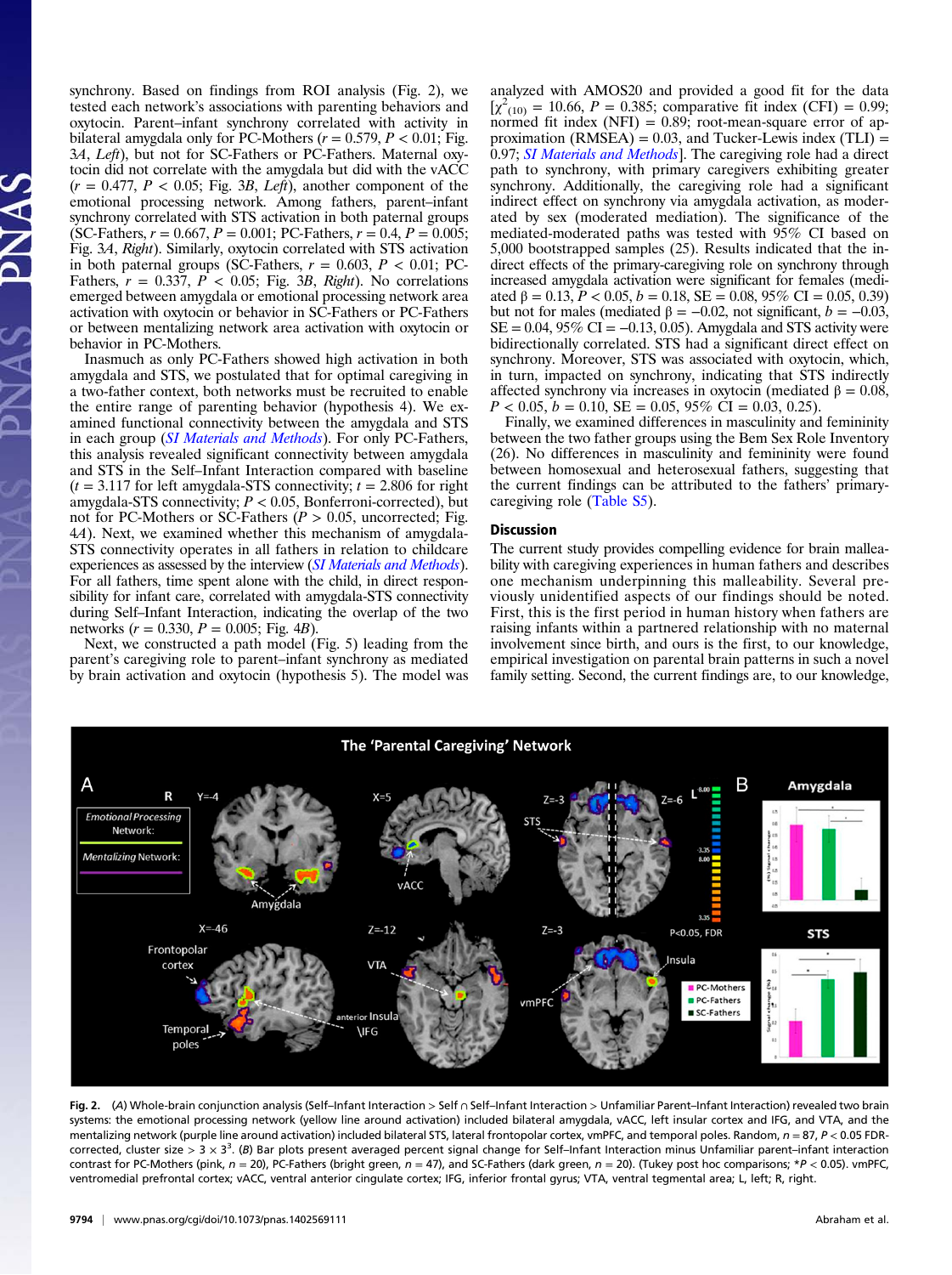synchrony. Based on findings from ROI analysis (Fig. 2), we tested each network's associations with parenting behaviors and oxytocin. Parent–infant synchrony correlated with activity in bilateral amygdala only for PC-Mothers ($r = 0.579$, $P < 0.01$; Fig. 3*A*, *Left*), but not for SC-Fathers or PC-Fathers. Maternal oxytocin did not correlate with the amygdala but did with the vACC ($r = 0.477$, $P < 0.05$; Fig. 3*B*, *Left*), another component of the emotional processing network. Among fathers, parent–infant synchrony correlated with STS activation in both paternal groups (SC-Fathers, $r = 0.667$, $P = 0.001$; PC-Fathers, $r = 0.4$, $P = 0.005$; Fig. 3*A*, *Right*). Similarly, oxytocin correlated with STS activation in both paternal groups (SC-Fathers, $r = 0.603$, $P < 0.01$; PC-Fathers, $r = 0.337$, $P < 0.05$; Fig. 3*B*, *Right*). No correlations emerged between amygdala or emotional processing network area activation with oxytocin or behavior in SC-Fathers or PC-Fathers or between mentalizing network area activation with oxytocin or behavior in PC-Mothers.

Inasmuch as only PC-Fathers showed high activation in both amygdala and STS, we postulated that for optimal caregiving in a two-father context, both networks must be recruited to enable the entire range of parenting behavior (hypothesis 4). We examined functional connectivity between the amygdala and STS in each group (*SI Materials and Methods*). For only PC-Fathers, this analysis revealed significant connectivity between amygdala and STS in the Self–Infant Interaction compared with baseline ($t = 3.117$ for left amygdala-STS connectivity; $t = 2.806$ for right amygdala-STS connectivity; $P < 0.05$, Bonferroni-corrected), but not for PC-Mothers or SC-Fathers ($P > 0.05$, uncorrected; Fig. 4*A*). Next, we examined whether this mechanism of amygdala-STS connectivity operates in all fathers in relation to childcare experiences as assessed by the interview (*SI Materials and Methods*). For all fathers, time spent alone with the child, in direct responsibility for infant care, correlated with amygdala-STS connectivity during Self–Infant Interaction, indicating the overlap of the two networks ($r = 0.330$, $P = 0.005$; Fig. 4*B*).

Next, we constructed a path model (Fig. 5) leading from the parent's caregiving role to parent–infant synchrony as mediated by brain activation and oxytocin (hypothesis 5). The model was analyzed with AMOS20 and provided a good fit for the data [$\chi^2_{(10)} = 10.66$, $P = 0.385$; comparative fit index (CFI) = 0.99; normed fit index (NFI) = 0.89; root-mean-square error of approximation (RMSEA) = 0.03, and Tucker-Lewis index (TLI) = 0.97; *SI Materials and Methods*]. The caregiving role had a direct path to synchrony, with primary caregivers exhibiting greater synchrony. Additionally, the caregiving role had a significant indirect effect on synchrony via amygdala activation, as moderated by sex (moderated mediation). The significance of the mediated-moderated paths was tested with 95% CI based on 5,000 bootstrapped samples (25). Results indicated that the indirect effects of the primary-caregiving role on synchrony through increased amygdala activation were significant for females (mediated $\beta = 0.13$, $P < 0.05$, $b = 0.18$, SE = 0.08, 95% CI = 0.05, 0.39) but not for males (mediated $\beta = -0.02$, not significant, $b = -0.03$, SE = 0.04, 95% CI = −0.13, 0.05). Amygdala and STS activity were bidirectionally correlated. STS had a significant direct effect on synchrony. Moreover, STS was associated with oxytocin, which, in turn, impacted on synchrony, indicating that STS indirectly affected synchrony via increases in oxytocin (mediated $\beta = 0.08$, $P < 0.05$, $b = 0.10$, SE = 0.05, 95% CI = 0.03, 0.25).

Finally, we examined differences in masculinity and femininity between the two father groups using the Bem Sex Role Inventory (26). No differences in masculinity and femininity were found between homosexual and heterosexual fathers, suggesting that the current findings can be attributed to the fathers' primary-caregiving role (Table S5).

## Discussion

The current study provides compelling evidence for brain malleability with caregiving experiences in human fathers and describes one mechanism underpinning this malleability. Several previously unidentified aspects of our findings should be noted. First, this is the first period in human history when fathers are raising infants within a partnered relationship with no maternal involvement since birth, and ours is the first, to our knowledge, empirical investigation on parental brain patterns in such a novel family setting. Second, the current findings are, to our knowledge,

**Fig. 2.** (*A*) Whole-brain conjunction analysis (Self–Infant Interaction > Self ∩ Self–Infant Interaction > Unfamiliar Parent–Infant Interaction) revealed two brain systems: the emotional processing network (yellow line around activation) included bilateral amygdala, vACC, left insular cortex and IFG, and VTA, and the mentalizing network (purple line around activation) included bilateral STS, lateral frontopolar cortex, vmPFC, and temporal poles. Random, $n = 87$, $P < 0.05$ FDR-corrected, cluster size > 3 × $3^3$. (*B*) Bar plots present averaged percent signal change for Self–Infant Interaction minus Unfamiliar Parent–Infant Interaction contrast for PC-Mothers (pink, $n = 20$), PC-Fathers (bright green, $n = 47$), and SC-Fathers (dark green, $n = 20$). (Tukey post hoc comparisons; \*$P < 0.05$). vmPFC, ventromedial prefrontal cortex; vACC, ventral anterior cingulate cortex; IFG, inferior frontal gyrus; VTA, ventral tegmental area; L, left; R, right.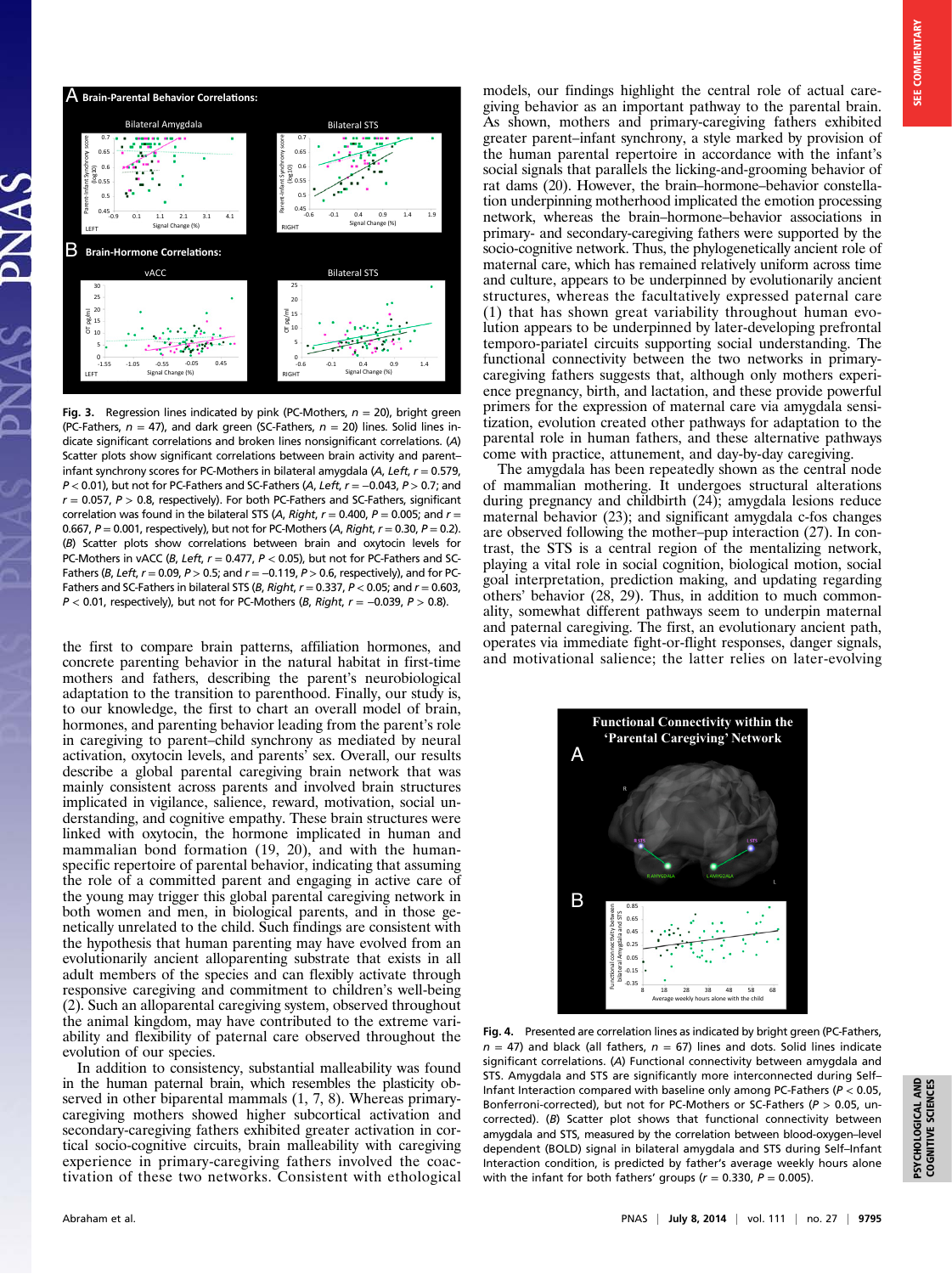**A Brain-Parental Behavior Correlations:**

Bilateral Amygdala

Parent-Infant Synchrony score (log10)

0.7
0.65
0.6
0.55
0.5
0.45

-0.9 0.1 1.1 2.1 3.1 4.1

Signal Change (%)

LEFT

Bilateral STS

Parent-Infant Synchrony score (log10)

0.7
0.65
0.6
0.55
0.5
0.45

-0.6 -0.1 0.4 0.9 1.4 1.9

Signal Change (%)

RIGHT

**B Brain-Hormone Correlations:**

vACC

OT pg/ml

30
25
20
15
10
5
0

-1.55 -1.05 -0.55 -0.05 0.45

Signal Change (%)

LEFT

Bilateral STS

OT pg/ml

25
20
15
10
5
0

-0.6 -0.1 0.4 0.9 1.4

Signal Change (%)

RIGHT

**Fig. 3.** Regression lines indicated by pink (PC-Mothers, $n = 20$), bright green (PC-Fathers, $n = 47$), and dark green (SC-Fathers, $n = 20$) lines. Solid lines indicate significant correlations and broken lines nonsignificant correlations. (*A*) Scatter plots show significant correlations between brain activity and parent–infant synchrony scores for PC-Mothers in bilateral amygdala (*A*, *Left*, $r = 0.579$, $P < 0.01$), but not for PC-Fathers and SC-Fathers (*A*, *Left*, $r = -0.043$, $P > 0.7$; and $r = 0.057$, $P > 0.8$, respectively). For both PC-Fathers and SC-Fathers, significant correlation was found in the bilateral STS (*A*, *Right*, $r = 0.400$, $P = 0.005$; and $r = 0.667$, $P = 0.001$, respectively), but not for PC-Mothers (*A*, *Right*, $r = 0.30$, $P = 0.2$). (*B*) Scatter plots show correlations between brain and oxytocin levels for PC-Mothers in vACC (*B*, *Left*, $r = 0.477$, $P < 0.05$), but not for PC-Fathers and SC-Fathers (*B*, *Left*, $r = 0.09$, $P > 0.5$; and $r = -0.119$, $P > 0.6$, respectively), and for PC-Fathers and SC-Fathers in bilateral STS (*B*, *Right*, $r = 0.337$, $P < 0.05$; and $r = 0.603$, $P < 0.01$, respectively), but not for PC-Mothers (*B*, *Right*, $r = -0.039$, $P > 0.8$).

the first to compare brain patterns, affiliation hormones, and concrete parenting behavior in the natural habitat in first-time mothers and fathers, describing the parent's neurobiological adaptation to the transition to parenthood. Finally, our study is, to our knowledge, the first to chart an overall model of brain, hormones, and parenting behavior leading from the parent's role in caregiving to parent–child synchrony as mediated by neural activation, oxytocin levels, and parents' sex. Overall, our results describe a global parental caregiving brain network that was mainly consistent across parents and involved brain structures implicated in vigilance, salience, reward, motivation, social understanding, and cognitive empathy. These brain structures were linked with oxytocin, the hormone implicated in human and mammalian bond formation (19, 20), and with the human-specific repertoire of parental behavior, indicating that assuming the role of a committed parent and engaging in active care of the young may trigger this global parental caregiving network in both women and men, in biological parents, and in those genetically unrelated to the child. Such findings are consistent with the hypothesis that human parenting may have evolved from an evolutionarily ancient alloparenting substrate that exists in all adult members of the species and can flexibly activate through responsive caregiving and commitment to children's well-being (2). Such an alloparental caregiving system, observed throughout the animal kingdom, may have contributed to the extreme variability and flexibility of paternal care observed throughout the evolution of our species.

In addition to consistency, substantial malleability was found in the human paternal brain, which resembles the plasticity observed in other biparental mammals (1, 7, 8). Whereas primary-caregiving mothers showed higher subcortical activation and secondary-caregiving fathers exhibited greater activation in cortical socio-cognitive circuits, brain malleability with caregiving experience in primary-caregiving fathers involved the coactivation of these two networks. Consistent with ethological models, our findings highlight the central role of actual caregiving behavior as an important pathway to the parental brain. As shown, mothers and primary-caregiving fathers exhibited greater parent–infant synchrony, a style marked by provision of the human parental repertoire in accordance with the infant's social signals that parallels the licking-and-grooming behavior of rat dams (20). However, the brain–hormone–behavior constellation underpinning motherhood implicated the emotion processing network, whereas the brain–hormone–behavior associations in primary- and secondary-caregiving fathers were supported by the socio-cognitive network. Thus, the phylogenetically ancient role of maternal care, which has remained relatively uniform across time and culture, appears to be underpinned by evolutionarily ancient structures, whereas the facultatively expressed paternal care (1) that has shown great variability throughout human evolution appears to be underpinned by later-developing prefrontal temporo-pariatel circuits supporting social understanding. The functional connectivity between the two networks in primary-caregiving fathers suggests that, although only mothers experience pregnancy, birth, and lactation, and these provide powerful primers for the expression of maternal care via amygdala sensitization, evolution created other pathways for adaptation to the parental role in human fathers, and these alternative pathways come with practice, attunement, and day-by-day caregiving.

The amygdala has been repeatedly shown as the central node of mammalian mothering. It undergoes structural alterations during pregnancy and childbirth (24); amygdala lesions reduce maternal behavior (23); and significant amygdala c-fos changes are observed following the mother–pup interaction (27). In contrast, the STS is a central region of the mentalizing network, playing a vital role in social cognition, biological motion, social goal interpretation, prediction making, and updating regarding others' behavior (28, 29). Thus, in addition to much commonality, somewhat different pathways seem to underpin maternal and paternal caregiving. The first, an evolutionary ancient path, operates via immediate fight-or-flight responses, danger signals, and motivational salience; the latter relies on later-evolving

**Functional Connectivity within the 'Parental Caregiving' Network**

A

R

R STS

L STS

R AMYGDALA

L AMYGDALA

L

B

Functional connectivity between bilateral Amygdala and STS

0.85
0.65
0.45
0.25
0.05
-0.15
-0.35

8 18 28 38 48 58 68

Average weekly hours alone with the child

**Fig. 4.** Presented are correlation lines as indicated by bright green (PC-Fathers, $n = 47$) and black (all fathers, $n = 67$) lines and dots. Solid lines indicate significant correlations. (*A*) Functional connectivity between amygdala and STS. Amygdala and STS are significantly more interconnected during Self–Infant Interaction compared with baseline only among PC-Fathers ($P < 0.05$, Bonferroni-corrected), but not for PC-Mothers or SC-Fathers ($P > 0.05$, uncorrected). (*B*) Scatter plot shows that functional connectivity between amygdala and STS, measured by the correlation between blood-oxygen–level dependent (BOLD) signal in bilateral amygdala and STS during Self–Infant Interaction condition, is predicted by father's average weekly hours alone with the infant for both fathers' groups ($r = 0.330$, $P = 0.005$).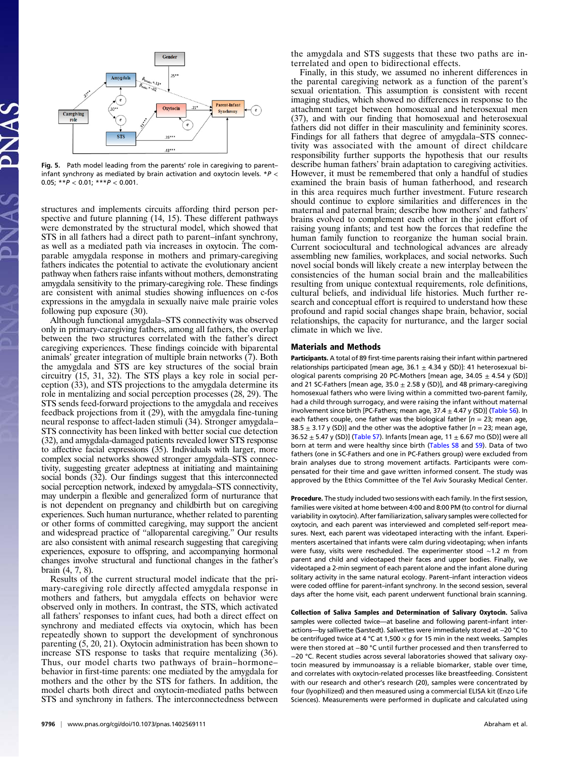Fig. 5. Path model leading from the parents' role in caregiving to parent–infant synchrony as mediated by brain activation and oxytocin levels. *$P < 0.05$; **$P < 0.01$; ***$P < 0.001$.

structures and implements circuits affording third person perspective and future planning (14, 15). These different pathways were demonstrated by the structural model, which showed that STS in all fathers had a direct path to parent–infant synchrony, as well as a mediated path via increases in oxytocin. The comparable amygdala response in mothers and primary-caregiving fathers indicates the potential to activate the evolutionary ancient pathway when fathers raise infants without mothers, demonstrating amygdala sensitivity to the primary-caregiving role. These findings are consistent with animal studies showing influences on c-fos expressions in the amygdala in sexually naive male prairie voles following pup exposure (30).

Although functional amygdala–STS connectivity was observed only in primary-caregiving fathers, among all fathers, the overlap between the two structures correlated with the father's direct caregiving experiences. These findings coincide with biparental animals' greater integration of multiple brain networks (7). Both the amygdala and STS are key structures of the social brain circuitry (15, 31, 32). The STS plays a key role in social perception (33), and STS projections to the amygdala determine its role in mentalizing and social perception processes (28, 29). The STS sends feed-forward projections to the amygdala and receives feedback projections from it (29), with the amygdala fine-tuning neural response to affect-laden stimuli (34). Stronger amygdala–STS connectivity has been linked with better social cue detection (32), and amygdala-damaged patients revealed lower STS response to affective facial expressions (35). Individuals with larger, more complex social networks showed stronger amygdala–STS connectivity, suggesting greater adeptness at initiating and maintaining social bonds (32). Our findings suggest that this interconnected social perception network, indexed by amygdala–STS connectivity, may underpin a flexible and generalized form of nurturance that is not dependent on pregnancy and childbirth but on caregiving experiences. Such human nurturance, whether related to parenting or other forms of committed caregiving, may support the common and widespread practice of "alloparental caregiving." Our results are also consistent with animal research suggesting that caregiving experiences, exposure to offspring, and accompanying hormonal changes involve structural and functional changes in the father's brain (4, 7, 8).

Results of the current structural model indicate that the primary-caregiving role directly affected amygdala response in mothers and fathers, but amygdala effects on behavior were observed only in mothers. In contrast, the STS, which activated all fathers' responses to infant cues, had both a direct effect on synchrony and mediated effects via oxytocin, which has been repeatedly shown to support the development of synchronous parenting (5, 20, 21). Oxytocin administration has been shown to increase STS response to tasks that require mentalizing (36). Thus, our model charts two pathways of brain–hormone–behavior in first-time parents: one mediated by the amygdala for mothers and the other by the STS for fathers. In addition, the model charts both direct and oxytocin-mediated paths between STS and synchrony in fathers. The interconnectedness between the amygdala and STS suggests that these two paths are interrelated and open to bidirectional effects.

Finally, in this study, we assumed no inherent differences in the parental caregiving network as a function of the parent's sexual orientation. This assumption is consistent with recent imaging studies, which showed no differences in response to the attachment target between homosexual and heterosexual men (37), and with our finding that homosexual and heterosexual fathers did not differ in their masculinity and femininity scores. Findings for all fathers that degree of amygdala–STS connectivity was associated with the amount of direct childcare responsibility further supports the hypothesis that our results describe human fathers' brain adaptation to caregiving activities. However, it must be remembered that only a handful of studies examined the brain basis of human fatherhood, and research in this area requires much further investment. Future research should continue to explore similarities and differences in the maternal and paternal brain; describe how mothers' and fathers' brains evolved to complement each other in the joint effort of raising young infants; and test how the forces that redefine the human family function to reorganize the human social brain. Current sociocultural and technological advances are already assembling new families, workplaces, and social networks. Such novel social bonds will likely create a new interplay between the consistencies of the human social brain and the malleabilities resulting from unique contextual requirements, role definitions, cultural beliefs, and individual life histories. Much further research and conceptual effort is required to understand how these profound and rapid social changes shape brain, behavior, social relationships, the capacity for nurturance, and the larger social climate in which we live.

## Materials and Methods

**Participants.** A total of 89 first-time parents raising their infant within partnered relationships participated [mean age, 36.1 ± 4.34 y (SD)]: 41 heterosexual biological parents comprising 20 PC-Mothers [mean age, 34.05 ± 4.54 y (SD)] and 21 SC-Fathers [mean age, 35.0 ± 2.58 y (SD)], and 48 primary-caregiving homosexual fathers who were living within a committed two-parent family, had a child through surrogacy, and were raising the infant without maternal involvement [PC-Fathers; mean age, 37.4 ± 4.47 y (SD)] (Table S6). In each fathers couple, one father was the biological father [$n = 23$; mean age, 38.5 ± 3.17 y (SD)] and the other was the adoptive father [$n = 23$; mean age, 36.52 ± 5.47 y (SD)] (Table S7). Infants [mean age, 11 ± 6.67 mo (SD)] were all born at term and were healthy since birth (Tables S8 and S9). Data of two fathers (one in SC-Fathers and one in PC-Fathers group) were excluded from brain analyses due to strong movement artifacts. Participants were compensated for their time and gave written informed consent. The study was approved by the Ethics Committee of the Tel Aviv Sourasky Medical Center.

**Procedure.** The study included two sessions with each family. In the first session, families were visited at home between 4:00 and 8:00 PM (to control for diurnal variability in oxytocin). After familiarization, salivary samples were collected for oxytocin, and each parent was interviewed and completed self-report measures. Next, each parent was videotaped interacting with the infant. Experimenters ascertained that infants were calm during videotaping; when infants were fussy, visits were rescheduled. The experimenter stood ~1.2 m from parent and child and videotaped their faces and upper bodies. Finally, we videotaped a 2-min segment of each parent alone and the infant alone during solitary activity in the same natural ecology. Parent–infant interaction videos were coded offline for parent–infant synchrony. In the second session, several days after the home visit, each parent underwent functional brain scanning.

**Collection of Saliva Samples and Determination of Salivary Oxytocin.** Saliva samples were collected twice—at baseline and following parent–infant interactions—by sallivette (Sarstedt). Salivettes were immediately stored at −20 °C to be centrifuged twice at 4 °C at 1,500 × $g$ for 15 min in the next weeks. Samples were then stored at −80 °C until further processed and then transferred to −20 °C. Recent studies across several laboratories showed that salivary oxytocin measured by immunoassay is a reliable biomarker, stable over time, and correlates with oxytocin-related processes like breastfeeding. Consistent with our research and other's research (20), samples were concentrated by four (lyophilized) and then measured using a commercial ELISA kit (Enzo Life Sciences). Measurements were performed in duplicate and calculated using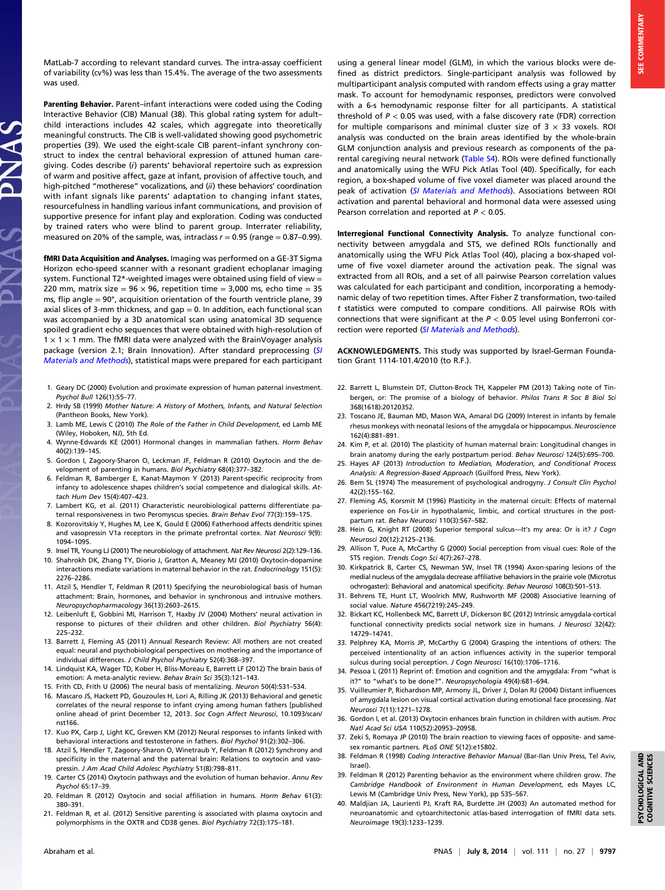MatLab-7 according to relevant standard curves. The intra-assay coefficient of variability (cv%) was less than 15.4%. The average of the two assessments was used.

**Parenting Behavior.** Parent–infant interactions were coded using the Coding Interactive Behavior (CIB) Manual (38). This global rating system for adult–child interactions includes 42 scales, which aggregate into theoretically meaningful constructs. The CIB is well-validated showing good psychometric properties (39). We used the eight-scale CIB parent–infant synchrony construct to index the central behavioral expression of attuned human caregiving. Codes describe (*i*) parents' behavioral repertoire such as expression of warm and positive affect, gaze at infant, provision of affective touch, and high-pitched "motherese" vocalizations, and (*ii*) these behaviors' coordination with infant signals like parents' adaptation to changing infant states, resourcefulness in handling various infant communications, and provision of supportive presence for infant play and exploration. Coding was conducted by trained raters who were blind to parent group. Interrater reliability, measured on 20% of the sample, was, intraclass $r = 0.95$ (range = 0.87–0.99).

**fMRI Data Acquisition and Analyses.** Imaging was performed on a GE-3T Sigma Horizon echo-speed scanner with a resonant gradient echoplanar imaging system. Functional T2*-weighted images were obtained using field of view = 220 mm, matrix size = $96 \times 96$, repetition time = 3,000 ms, echo time = 35 ms, flip angle = 90°, acquisition orientation of the fourth ventricle plane, 39 axial slices of 3-mm thickness, and gap = 0. In addition, each functional scan was accompanied by a 3D anatomical scan using anatomical 3D sequence spoiled gradient echo sequences that were obtained with high-resolution of $1 \times 1 \times 1$ mm. The fMRI data were analyzed with the BrainVoyager analysis package (version 2.1; Brain Innovation). After standard preprocessing (*SI Materials and Methods*), statistical maps were prepared for each participant using a general linear model (GLM), in which the various blocks were defined as district predictors. Single-participant analysis was followed by multiparticipant analysis computed with random effects using a gray matter mask. To account for hemodynamic responses, predictors were convolved with a 6-s hemodynamic response filter for all participants. A statistical threshold of $P < 0.05$ was used, with a false discovery rate (FDR) correction for multiple comparisons and minimal cluster size of $3 \times 33$ voxels. ROI analysis was conducted on the brain areas identified by the whole-brain GLM conjunction analysis and previous research as components of the parental caregiving neural network (Table S4). ROIs were defined functionally and anatomically using the WFU Pick Atlas Tool (40). Specifically, for each region, a box-shaped volume of five voxel diameter was placed around the peak of activation (*SI Materials and Methods*). Associations between ROI activation and parental behavioral and hormonal data were assessed using Pearson correlation and reported at $P < 0.05$.

**Interregional Functional Connectivity Analysis.** To analyze functional connectivity between amygdala and STS, we defined ROIs functionally and anatomically using the WFU Pick Atlas Tool (40), placing a box-shaped volume of five voxel diameter around the activation peak. The signal was extracted from all ROIs, and a set of all pairwise Pearson correlation values was calculated for each participant and condition, incorporating a hemodynamic delay of two repetition times. After Fisher Z transformation, two-tailed $t$ statistics were computed to compare conditions. All pairwise ROIs with connections that were significant at the $P < 0.05$ level using Bonferroni correction were reported (*SI Materials and Methods*).

**ACKNOWLEDGMENTS.** This study was supported by Israel-German Foundation Grant 1114-101.4/2010 (to R.F.).

1. Geary DC (2000) Evolution and proximate expression of human paternal investment. *Psychol Bull* 126(1):55–77.
2. Hrdy SB (1999) *Mother Nature: A History of Mothers, Infants, and Natural Selection* (Pantheon Books, New York).
3. Lamb ME, Lewis C (2010) *The Role of the Father in Child Development*, ed Lamb ME (Wiley, Hoboken, NJ), 5th Ed.
4. Wynne-Edwards KE (2001) Hormonal changes in mammalian fathers. *Horm Behav* 40(2):139–145.
5. Gordon I, Zagoory-Sharon O, Leckman JF, Feldman R (2010) Oxytocin and the development of parenting in humans. *Biol Psychiatry* 68(4):377–382.
6. Feldman R, Bamberger E, Kanat-Maymon Y (2013) Parent-specific reciprocity from infancy to adolescence shapes children's social competence and dialogical skills. *Attach Hum Dev* 15(4):407–423.
7. Lambert KG, et al. (2011) Characteristic neurobiological patterns differentiate paternal responsiveness in two Peromyscus species. *Brain Behav Evol* 77(3):159–175.
8. Kozorovitskiy Y, Hughes M, Lee K, Gould E (2006) Fatherhood affects dendritic spines and vasopressin V1a receptors in the primate prefrontal cortex. *Nat Neurosci* 9(9): 1094–1095.
9. Insel TR, Young LJ (2001) The neurobiology of attachment. *Nat Rev Neurosci* 2(2):129–136.
10. Shahrokh DK, Zhang TY, Diorio J, Gratton A, Meaney MJ (2010) Oxytocin-dopamine interactions mediate variations in maternal behavior in the rat. *Endocrinology* 151(5): 2276–2286.
11. Atzil S, Hendler T, Feldman R (2011) Specifying the neurobiological basis of human attachment: Brain, hormones, and behavior in synchronous and intrusive mothers. *Neuropsychopharmacology* 36(13):2603–2615.
12. Leibenluft E, Gobbini MI, Harrison T, Haxby JV (2004) Mothers' neural activation in response to pictures of their children and other children. *Biol Psychiatry* 56(4): 225–232.
13. Barrett J, Fleming AS (2011) Annual Research Review: All mothers are not created equal: neural and psychobiological perspectives on mothering and the importance of individual differences. *J Child Psychol Psychiatry* 52(4):368–397.
14. Lindquist KA, Wager TD, Kober H, Bliss-Moreau E, Barrett LF (2012) The brain basis of emotion: A meta-analytic review. *Behav Brain Sci* 35(3):121–143.
15. Frith CD, Frith U (2006) The neural basis of mentalizing. *Neuron* 50(4):531–534.
16. Mascaro JS, Hackett PD, Gouzoules H, Lori A, Rilling JK (2013) Behavioral and genetic correlates of the neural response to infant crying among human fathers [published online ahead of print December 12, 2013. *Soc Cogn Affect Neurosci*, 10.1093/scan/nst166.
17. Kuo PX, Carp J, Light KC, Grewen KM (2012) Neural responses to infants linked with behavioral interactions and testosterone in fathers. *Biol Psychol* 91(2):302–306.
18. Atzil S, Hendler T, Zagoory-Sharon O, Winetraub Y, Feldman R (2012) Synchrony and specificity in the maternal and the paternal brain: Relations to oxytocin and vasopressin. *J Am Acad Child Adolesc Psychiatry* 51(8):798–811.
19. Carter CS (2014) Oxytocin pathways and the evolution of human behavior. *Annu Rev Psychol* 65:17–39.
20. Feldman R (2012) Oxytocin and social affiliation in humans. *Horm Behav* 61(3): 380–391.
21. Feldman R, et al. (2012) Sensitive parenting is associated with plasma oxytocin and polymorphisms in the OXTR and CD38 genes. *Biol Psychiatry* 72(3):175–181.
22. Barrett L, Blumstein DT, Clutton-Brock TH, Kappeler PM (2013) Taking note of Tinbergen, or: The promise of a biology of behavior. *Philos Trans R Soc B Biol Sci* 368(1618):20120352.
23. Toscano JE, Bauman MD, Mason WA, Amaral DG (2009) Interest in infants by female rhesus monkeys with neonatal lesions of the amygdala or hippocampus. *Neuroscience* 162(4):881–891.
24. Kim P, et al. (2010) The plasticity of human maternal brain: Longitudinal changes in brain anatomy during the early postpartum period. *Behav Neurosci* 124(5):695–700.
25. Hayes AF (2013) *Introduction to Mediation, Moderation, and Conditional Process Analysis: A Regression-Based Approach* (Guilford Press, New York).
26. Bem SL (1974) The measurement of psychological androgyny. *J Consult Clin Psychol* 42(2):155–162.
27. Fleming AS, Korsmit M (1996) Plasticity in the maternal circuit: Effects of maternal experience on Fos-Lir in hypothalamic, limbic, and cortical structures in the postpartum rat. *Behav Neurosci* 110(3):567–582.
28. Hein G, Knight RT (2008) Superior temporal sulcus—It's my area: Or is it? *J Cogn Neurosci* 20(12):2125–2136.
29. Allison T, Puce A, McCarthy G (2000) Social perception from visual cues: Role of the STS region. *Trends Cogn Sci* 4(7):267–278.
30. Kirkpatrick B, Carter CS, Newman SW, Insel TR (1994) Axon-sparing lesions of the medial nucleus of the amygdala decrease affiliative behaviors in the prairie vole (Microtus ochrogaster): Behavioral and anatomical specificity. *Behav Neurosci* 108(3):501–513.
31. Behrens TE, Hunt LT, Woolrich MW, Rushworth MF (2008) Associative learning of social value. *Nature* 456(7219):245–249.
32. Bickart KC, Hollenbeck MC, Barrett LF, Dickerson BC (2012) Intrinsic amygdala-cortical functional connectivity predicts social network size in humans. *J Neurosci* 32(42): 14729–14741.
33. Pelphrey KA, Morris JP, McCarthy G (2004) Grasping the intentions of others: The perceived intentionality of an action influences activity in the superior temporal sulcus during social perception. *J Cogn Neurosci* 16(10):1706–1716.
34. Pessoa L (2011) Reprint of: Emotion and cognition and the amygdala: From "what is it?" to "what's to be done?". *Neuropsychologia* 49(4):681–694.
35. Vuilleumier P, Richardson MP, Armony JL, Driver J, Dolan RJ (2004) Distant influences of amygdala lesion on visual cortical activation during emotional face processing. *Nat Neurosci* 7(11):1271–1278.
36. Gordon I, et al. (2013) Oxytocin enhances brain function in children with autism. *Proc Natl Acad Sci USA* 110(52):20953–20958.
37. Zeki S, Romaya JP (2010) The brain reaction to viewing faces of opposite- and same-sex romantic partners. *PLoS ONE* 5(12):e15802.
38. Feldman R (1998) *Coding Interactive Behavior Manual* (Bar-Ilan Univ Press, Tel Aviv, Israel).
39. Feldman R (2012) Parenting behavior as the environment where children grow. *The Cambridge Handbook of Environment in Human Development*, eds Mayes LC, Lewis M (Cambridge Univ Press, New York), pp 535–567.
40. Maldjian JA, Laurienti PJ, Kraft RA, Burdette JH (2003) An automated method for neuroanatomic and cytoarchitectonic atlas-based interrogation of fMRI data sets. *Neuroimage* 19(3):1233–1239.